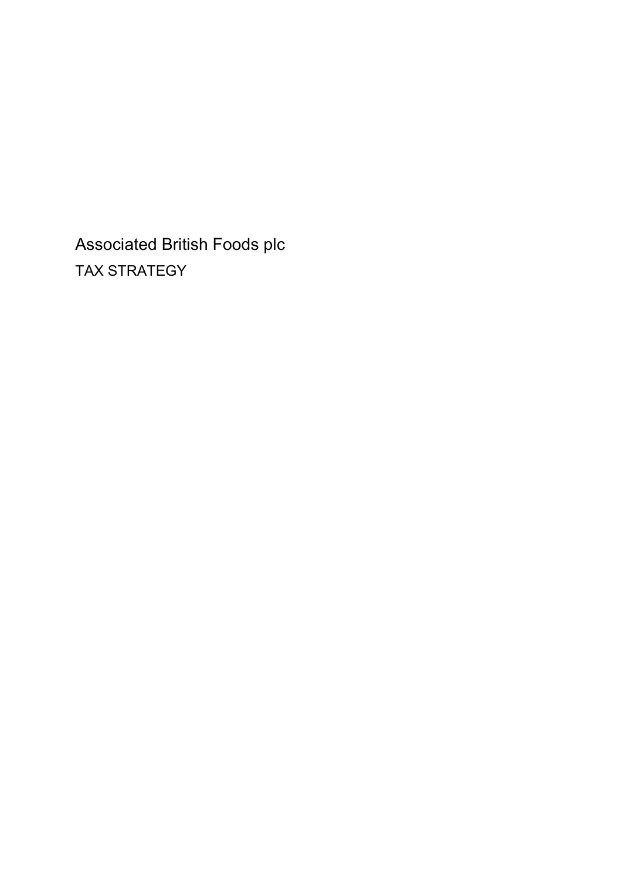# Associated British Foods plc

## TAX STRATEGY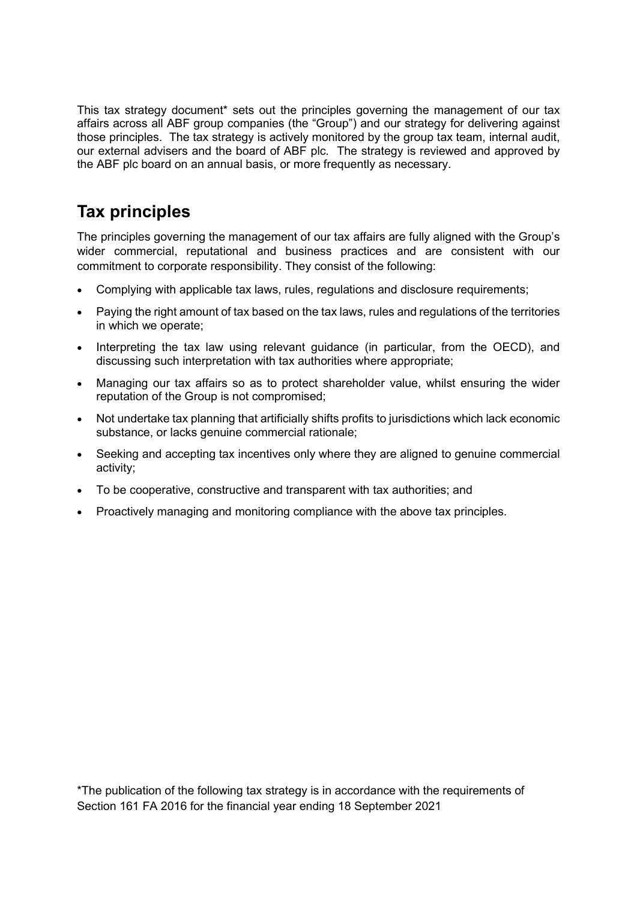This tax strategy document* sets out the principles governing the management of our tax affairs across all ABF group companies (the "Group") and our strategy for delivering against those principles. The tax strategy is actively monitored by the group tax team, internal audit, our external advisers and the board of ABF plc. The strategy is reviewed and approved by the ABF plc board on an annual basis, or more frequently as necessary.

## Tax principles

The principles governing the management of our tax affairs are fully aligned with the Group's wider commercial, reputational and business practices and are consistent with our commitment to corporate responsibility. They consist of the following:

- Complying with applicable tax laws, rules, regulations and disclosure requirements;
- Paying the right amount of tax based on the tax laws, rules and regulations of the territories in which we operate;
- Interpreting the tax law using relevant guidance (in particular, from the OECD), and discussing such interpretation with tax authorities where appropriate;
- Managing our tax affairs so as to protect shareholder value, whilst ensuring the wider reputation of the Group is not compromised;
- Not undertake tax planning that artificially shifts profits to jurisdictions which lack economic substance, or lacks genuine commercial rationale;
- Seeking and accepting tax incentives only where they are aligned to genuine commercial activity;
- To be cooperative, constructive and transparent with tax authorities; and
- Proactively managing and monitoring compliance with the above tax principles.

*The publication of the following tax strategy is in accordance with the requirements of Section 161 FA 2016 for the financial year ending 18 September 2021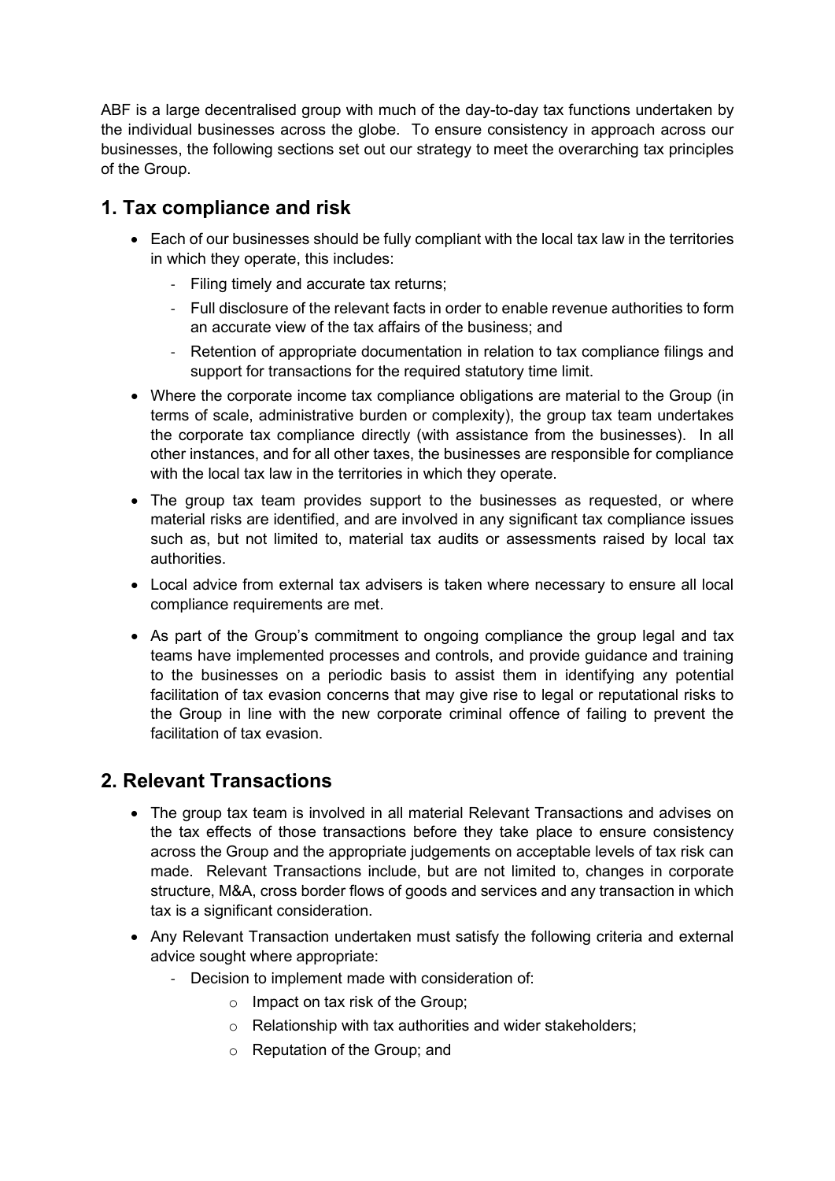ABF is a large decentralised group with much of the day-to-day tax functions undertaken by the individual businesses across the globe. To ensure consistency in approach across our businesses, the following sections set out our strategy to meet the overarching tax principles of the Group.

## 1. Tax compliance and risk

- Each of our businesses should be fully compliant with the local tax law in the territories in which they operate, this includes:
  - Filing timely and accurate tax returns;
  - Full disclosure of the relevant facts in order to enable revenue authorities to form an accurate view of the tax affairs of the business; and
  - Retention of appropriate documentation in relation to tax compliance filings and support for transactions for the required statutory time limit.
- Where the corporate income tax compliance obligations are material to the Group (in terms of scale, administrative burden or complexity), the group tax team undertakes the corporate tax compliance directly (with assistance from the businesses). In all other instances, and for all other taxes, the businesses are responsible for compliance with the local tax law in the territories in which they operate.
- The group tax team provides support to the businesses as requested, or where material risks are identified, and are involved in any significant tax compliance issues such as, but not limited to, material tax audits or assessments raised by local tax authorities.
- Local advice from external tax advisers is taken where necessary to ensure all local compliance requirements are met.
- As part of the Group's commitment to ongoing compliance the group legal and tax teams have implemented processes and controls, and provide guidance and training to the businesses on a periodic basis to assist them in identifying any potential facilitation of tax evasion concerns that may give rise to legal or reputational risks to the Group in line with the new corporate criminal offence of failing to prevent the facilitation of tax evasion.

## 2. Relevant Transactions

- The group tax team is involved in all material Relevant Transactions and advises on the tax effects of those transactions before they take place to ensure consistency across the Group and the appropriate judgements on acceptable levels of tax risk can made. Relevant Transactions include, but are not limited to, changes in corporate structure, M&A, cross border flows of goods and services and any transaction in which tax is a significant consideration.
- Any Relevant Transaction undertaken must satisfy the following criteria and external advice sought where appropriate:
  - Decision to implement made with consideration of:
    - Impact on tax risk of the Group;
    - Relationship with tax authorities and wider stakeholders;
    - Reputation of the Group; and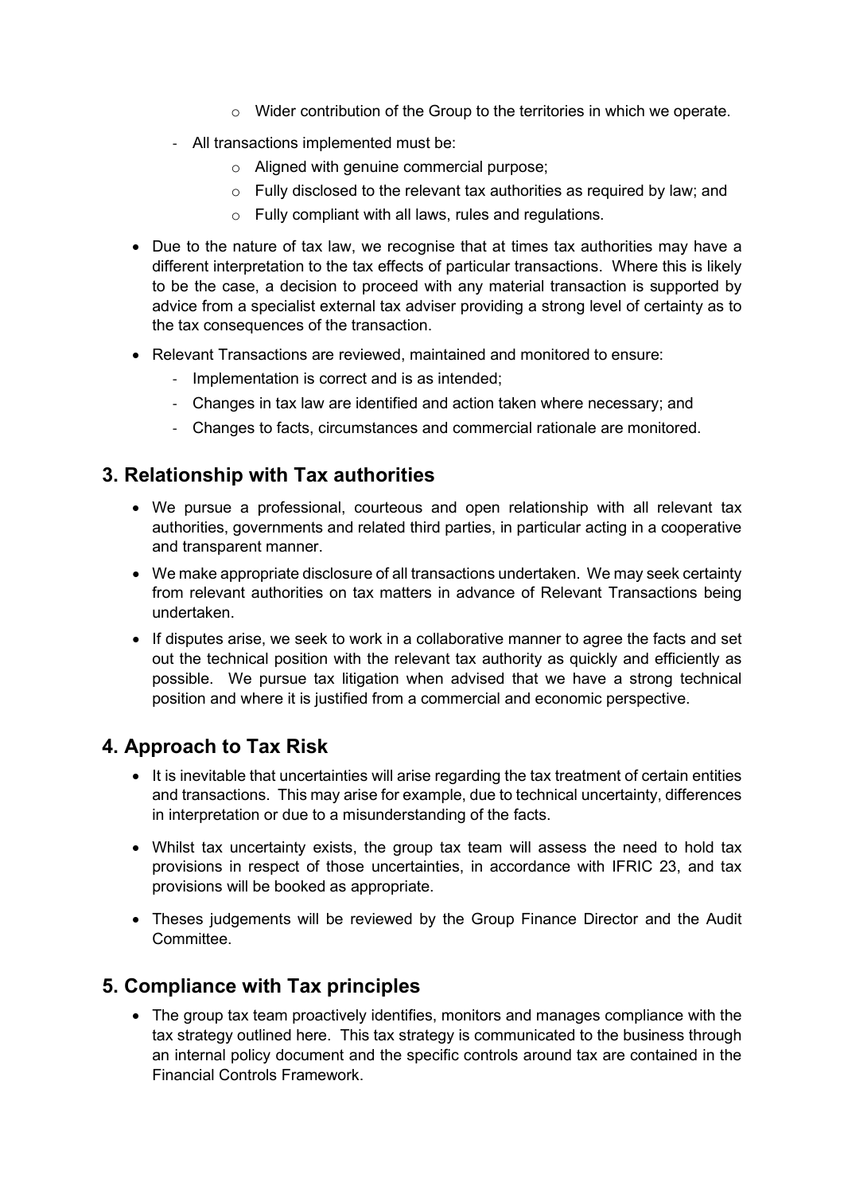- Wider contribution of the Group to the territories in which we operate.
  - All transactions implemented must be:
    - Aligned with genuine commercial purpose;
    - Fully disclosed to the relevant tax authorities as required by law; and
    - Fully compliant with all laws, rules and regulations.
- Due to the nature of tax law, we recognise that at times tax authorities may have a different interpretation to the tax effects of particular transactions. Where this is likely to be the case, a decision to proceed with any material transaction is supported by advice from a specialist external tax adviser providing a strong level of certainty as to the tax consequences of the transaction.
- Relevant Transactions are reviewed, maintained and monitored to ensure:
  - Implementation is correct and is as intended;
  - Changes in tax law are identified and action taken where necessary; and
  - Changes to facts, circumstances and commercial rationale are monitored.

## 3. Relationship with Tax authorities

- We pursue a professional, courteous and open relationship with all relevant tax authorities, governments and related third parties, in particular acting in a cooperative and transparent manner.
- We make appropriate disclosure of all transactions undertaken. We may seek certainty from relevant authorities on tax matters in advance of Relevant Transactions being undertaken.
- If disputes arise, we seek to work in a collaborative manner to agree the facts and set out the technical position with the relevant tax authority as quickly and efficiently as possible. We pursue tax litigation when advised that we have a strong technical position and where it is justified from a commercial and economic perspective.

## 4. Approach to Tax Risk

- It is inevitable that uncertainties will arise regarding the tax treatment of certain entities and transactions. This may arise for example, due to technical uncertainty, differences in interpretation or due to a misunderstanding of the facts.
- Whilst tax uncertainty exists, the group tax team will assess the need to hold tax provisions in respect of those uncertainties, in accordance with IFRIC 23, and tax provisions will be booked as appropriate.
- Theses judgements will be reviewed by the Group Finance Director and the Audit Committee.

## 5. Compliance with Tax principles

- The group tax team proactively identifies, monitors and manages compliance with the tax strategy outlined here. This tax strategy is communicated to the business through an internal policy document and the specific controls around tax are contained in the Financial Controls Framework.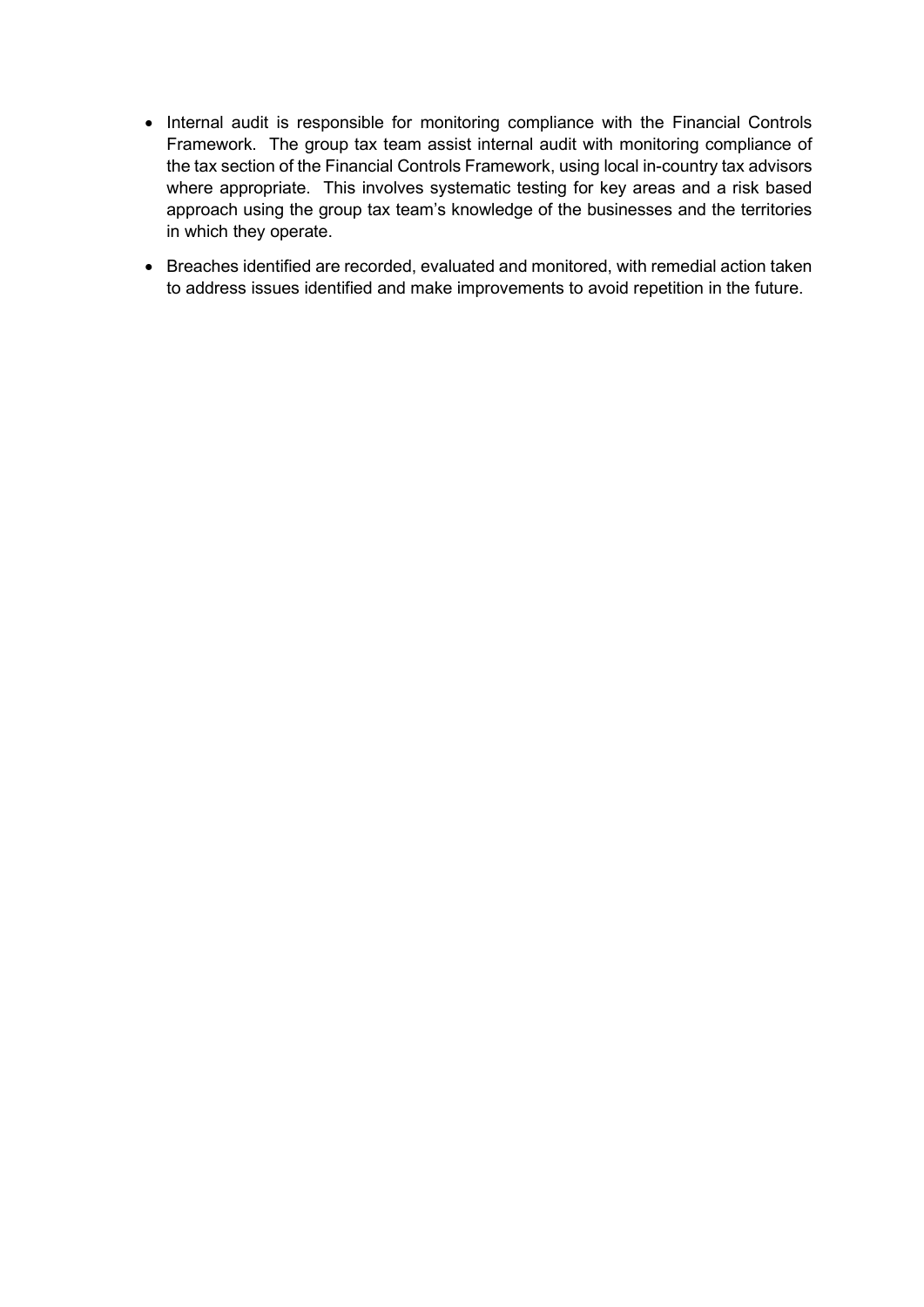- Internal audit is responsible for monitoring compliance with the Financial Controls Framework. The group tax team assist internal audit with monitoring compliance of the tax section of the Financial Controls Framework, using local in-country tax advisors where appropriate. This involves systematic testing for key areas and a risk based approach using the group tax team's knowledge of the businesses and the territories in which they operate.
- Breaches identified are recorded, evaluated and monitored, with remedial action taken to address issues identified and make improvements to avoid repetition in the future.